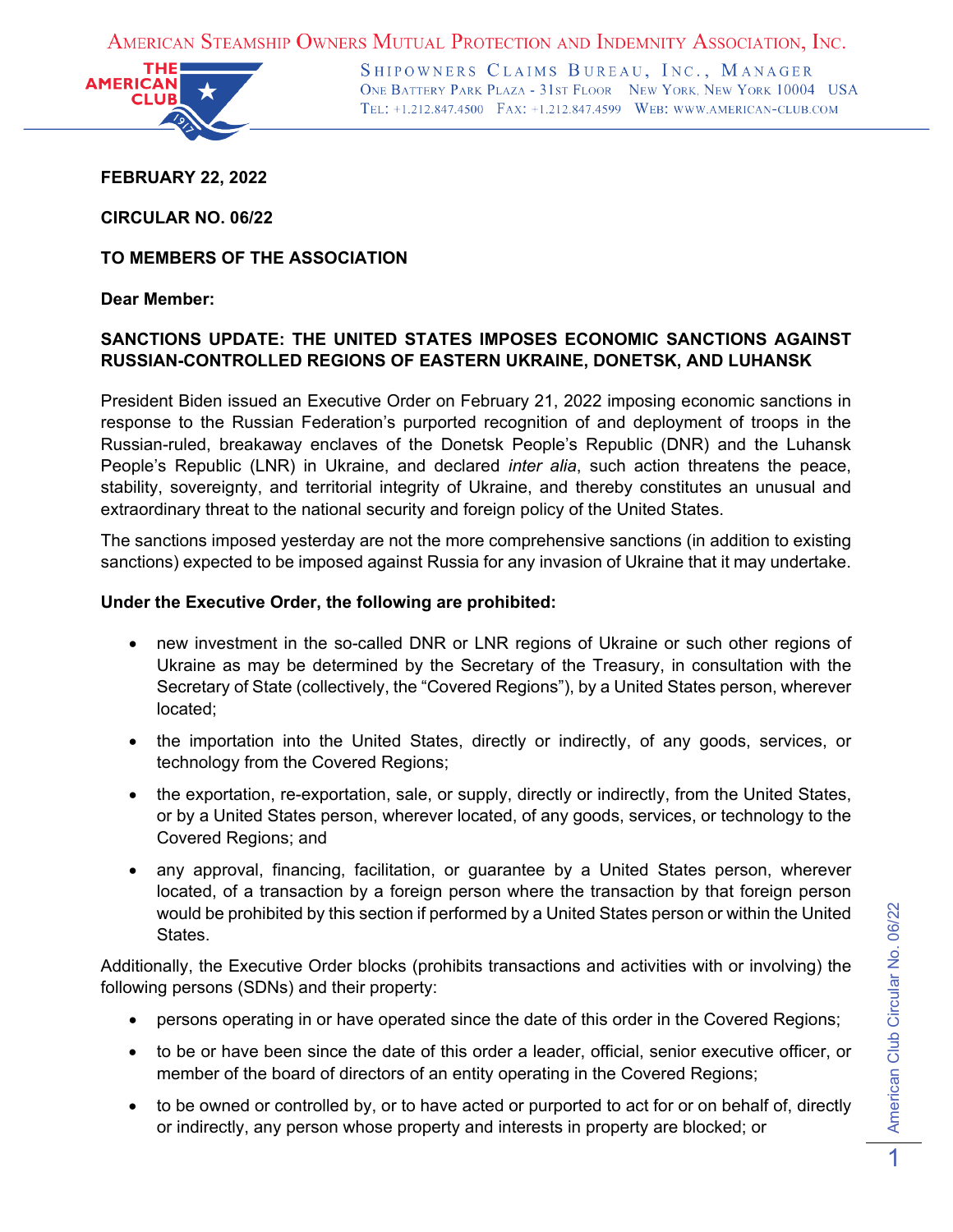AMERICAN STEAMSHIP OWNERS MUTUAL PROTECTION AND INDEMNITY ASSOCIATION, INC.

SHIPOWNERS CLAIMS BUREAU, INC., MANAGER
ONE BATTERY PARK PLAZA - 31ST FLOOR NEW YORK, NEW YORK 10004 USA
TEL: +1.212.847.4500 FAX: +1.212.847.4599 WEB: WWW.AMERICAN-CLUB.COM

**FEBRUARY 22, 2022**

**CIRCULAR NO. 06/22**

**TO MEMBERS OF THE ASSOCIATION**

**Dear Member:**

**SANCTIONS UPDATE: THE UNITED STATES IMPOSES ECONOMIC SANCTIONS AGAINST RUSSIAN-CONTROLLED REGIONS OF EASTERN UKRAINE, DONETSK, AND LUHANSK**

President Biden issued an Executive Order on February 21, 2022 imposing economic sanctions in response to the Russian Federation's purported recognition of and deployment of troops in the Russian-ruled, breakaway enclaves of the Donetsk People's Republic (DNR) and the Luhansk People's Republic (LNR) in Ukraine, and declared *inter alia*, such action threatens the peace, stability, sovereignty, and territorial integrity of Ukraine, and thereby constitutes an unusual and extraordinary threat to the national security and foreign policy of the United States.

The sanctions imposed yesterday are not the more comprehensive sanctions (in addition to existing sanctions) expected to be imposed against Russia for any invasion of Ukraine that it may undertake.

**Under the Executive Order, the following are prohibited:**

- new investment in the so-called DNR or LNR regions of Ukraine or such other regions of Ukraine as may be determined by the Secretary of the Treasury, in consultation with the Secretary of State (collectively, the "Covered Regions"), by a United States person, wherever located;
- the importation into the United States, directly or indirectly, of any goods, services, or technology from the Covered Regions;
- the exportation, re-exportation, sale, or supply, directly or indirectly, from the United States, or by a United States person, wherever located, of any goods, services, or technology to the Covered Regions; and
- any approval, financing, facilitation, or guarantee by a United States person, wherever located, of a transaction by a foreign person where the transaction by that foreign person would be prohibited by this section if performed by a United States person or within the United States.

Additionally, the Executive Order blocks (prohibits transactions and activities with or involving) the following persons (SDNs) and their property:

- persons operating in or have operated since the date of this order in the Covered Regions;
- to be or have been since the date of this order a leader, official, senior executive officer, or member of the board of directors of an entity operating in the Covered Regions;
- to be owned or controlled by, or to have acted or purported to act for or on behalf of, directly or indirectly, any person whose property and interests in property are blocked; or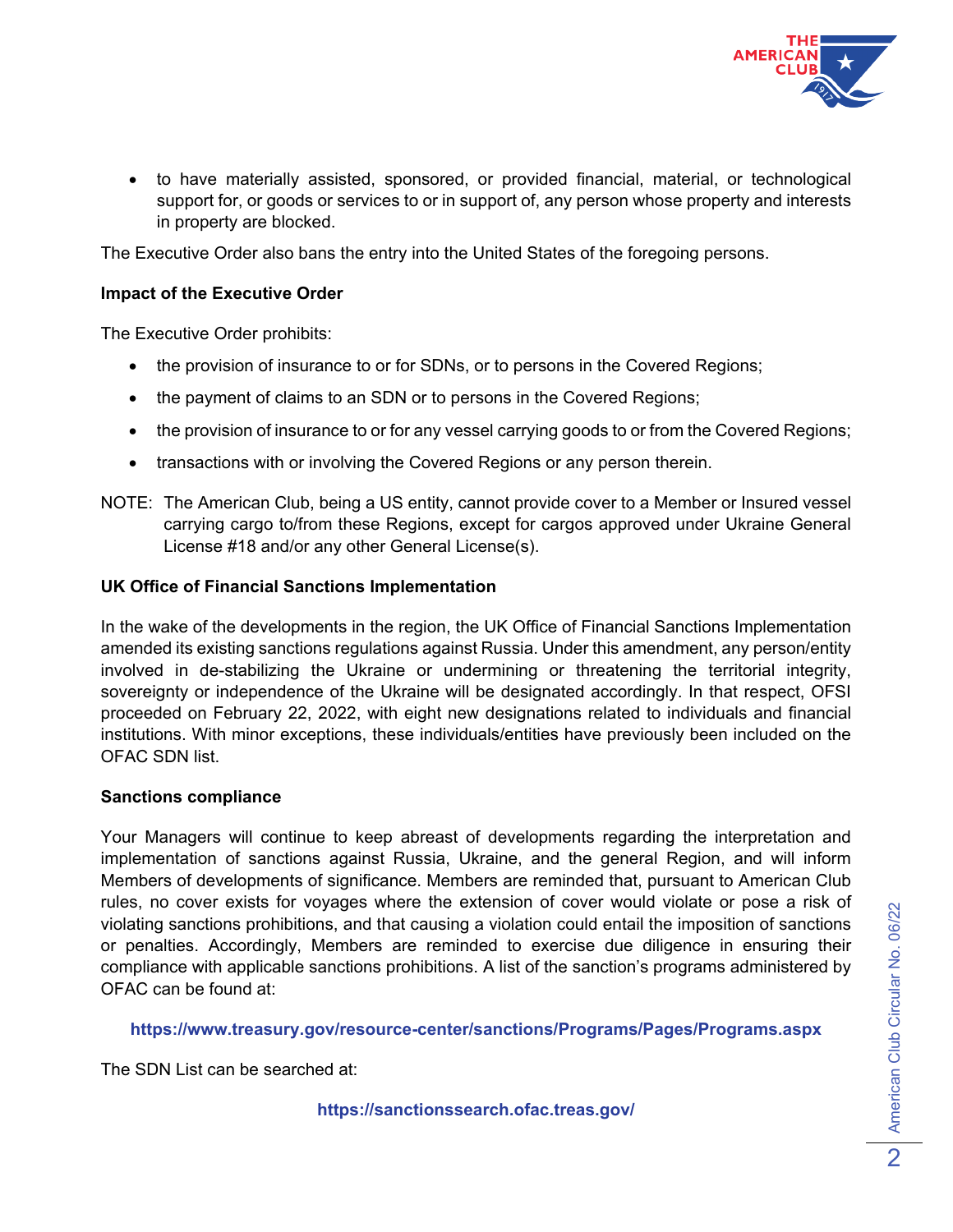- to have materially assisted, sponsored, or provided financial, material, or technological support for, or goods or services to or in support of, any person whose property and interests in property are blocked.

The Executive Order also bans the entry into the United States of the foregoing persons.

**Impact of the Executive Order**

The Executive Order prohibits:

- the provision of insurance to or for SDNs, or to persons in the Covered Regions;
- the payment of claims to an SDN or to persons in the Covered Regions;
- the provision of insurance to or for any vessel carrying goods to or from the Covered Regions;
- transactions with or involving the Covered Regions or any person therein.

NOTE: The American Club, being a US entity, cannot provide cover to a Member or Insured vessel carrying cargo to/from these Regions, except for cargos approved under Ukraine General License #18 and/or any other General License(s).

**UK Office of Financial Sanctions Implementation**

In the wake of the developments in the region, the UK Office of Financial Sanctions Implementation amended its existing sanctions regulations against Russia. Under this amendment, any person/entity involved in de-stabilizing the Ukraine or undermining or threatening the territorial integrity, sovereignty or independence of the Ukraine will be designated accordingly. In that respect, OFSI proceeded on February 22, 2022, with eight new designations related to individuals and financial institutions. With minor exceptions, these individuals/entities have previously been included on the OFAC SDN list.

**Sanctions compliance**

Your Managers will continue to keep abreast of developments regarding the interpretation and implementation of sanctions against Russia, Ukraine, and the general Region, and will inform Members of developments of significance. Members are reminded that, pursuant to American Club rules, no cover exists for voyages where the extension of cover would violate or pose a risk of violating sanctions prohibitions, and that causing a violation could entail the imposition of sanctions or penalties. Accordingly, Members are reminded to exercise due diligence in ensuring their compliance with applicable sanctions prohibitions. A list of the sanction's programs administered by OFAC can be found at:

**https://www.treasury.gov/resource-center/sanctions/Programs/Pages/Programs.aspx**

The SDN List can be searched at:

**https://sanctionssearch.ofac.treas.gov/**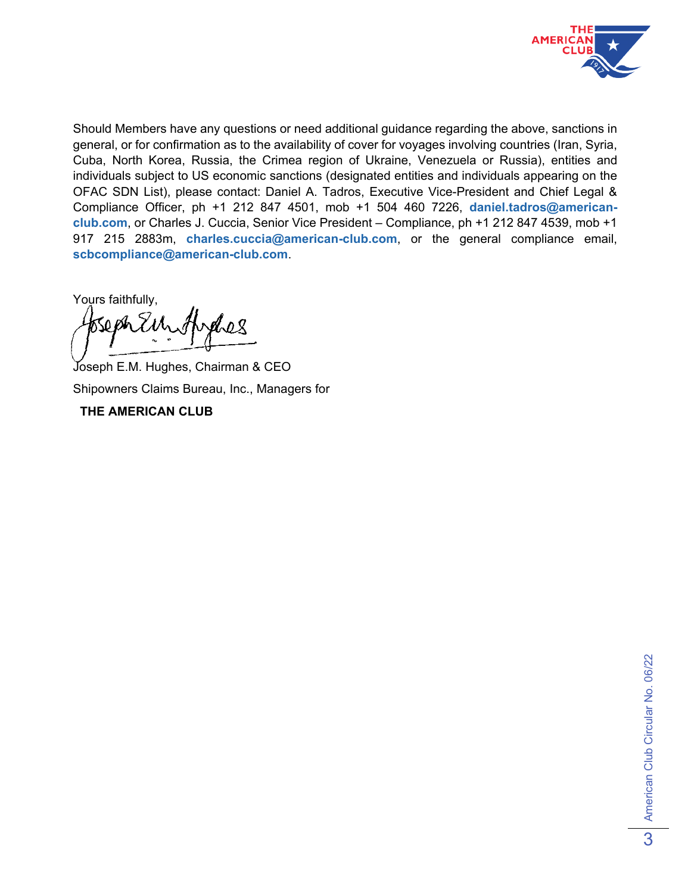Should Members have any questions or need additional guidance regarding the above, sanctions in general, or for confirmation as to the availability of cover for voyages involving countries (Iran, Syria, Cuba, North Korea, Russia, the Crimea region of Ukraine, Venezuela or Russia), entities and individuals subject to US economic sanctions (designated entities and individuals appearing on the OFAC SDN List), please contact: Daniel A. Tadros, Executive Vice-President and Chief Legal & Compliance Officer, ph +1 212 847 4501, mob +1 504 460 7226, **daniel.tadros@american-club.com**, or Charles J. Cuccia, Senior Vice President – Compliance, ph +1 212 847 4539, mob +1 917 215 2883m, **charles.cuccia@american-club.com**, or the general compliance email, **scbcompliance@american-club.com**.

Yours faithfully,

Joseph E.M. Hughes, Chairman & CEO

Shipowners Claims Bureau, Inc., Managers for

**THE AMERICAN CLUB**